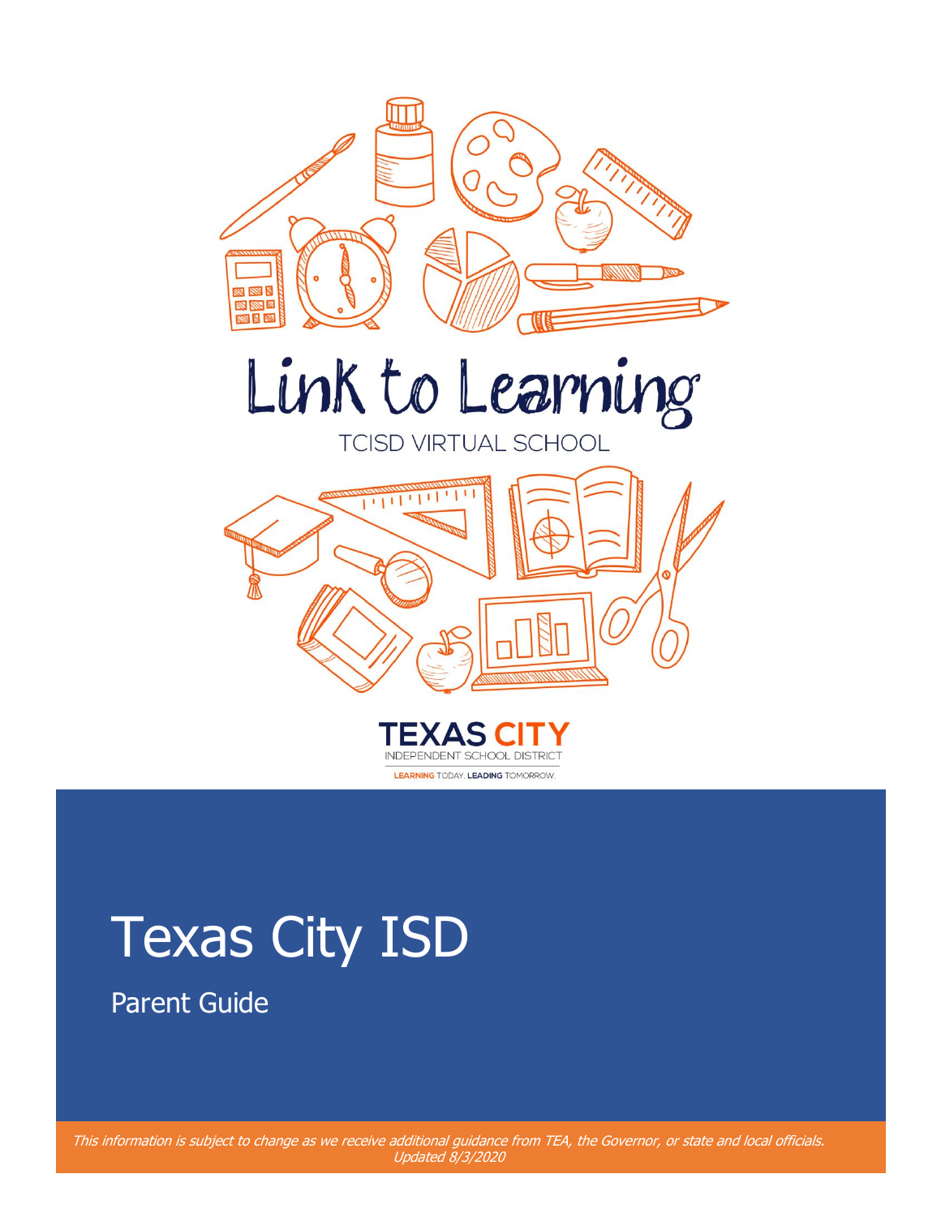# Link to Learning

TCISD VIRTUAL SCHOOL

TEXAS CITY
INDEPENDENT SCHOOL DISTRICT
LEARNING TODAY. LEADING TOMORROW.

# Texas City ISD

## Parent Guide

*This information is subject to change as we receive additional guidance from TEA, the Governor, or state and local officials. Updated 8/3/2020*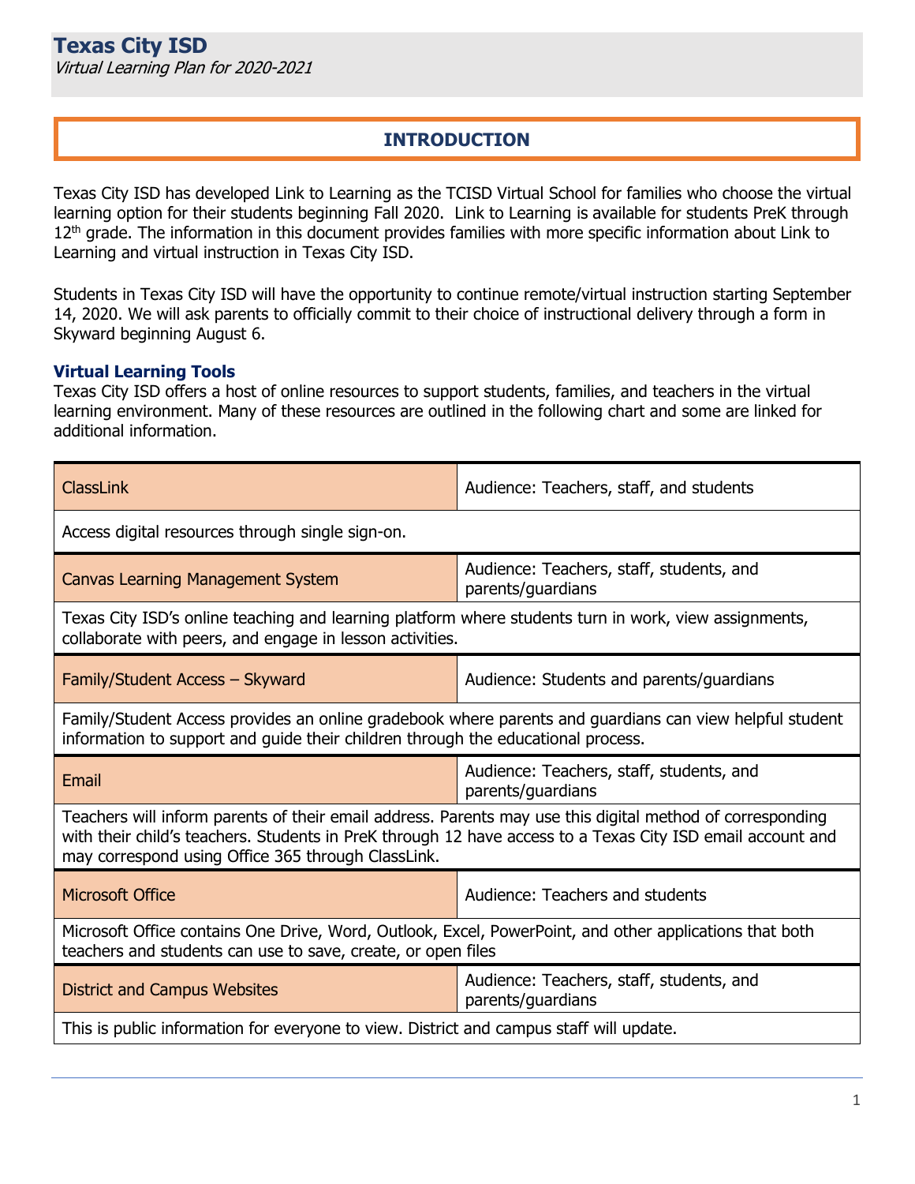# Texas City ISD

*Virtual Learning Plan for 2020-2021*

## INTRODUCTION

Texas City ISD has developed Link to Learning as the TCISD Virtual School for families who choose the virtual learning option for their students beginning Fall 2020. Link to Learning is available for students PreK through 12th grade. The information in this document provides families with more specific information about Link to Learning and virtual instruction in Texas City ISD.

Students in Texas City ISD will have the opportunity to continue remote/virtual instruction starting September 14, 2020. We will ask parents to officially commit to their choice of instructional delivery through a form in Skyward beginning August 6.

### Virtual Learning Tools

Texas City ISD offers a host of online resources to support students, families, and teachers in the virtual learning environment. Many of these resources are outlined in the following chart and some are linked for additional information.

| Tool | Audience |
|---|---|
| ClassLink | Audience: Teachers, staff, and students |
| Access digital resources through single sign-on. | |
| Canvas Learning Management System | Audience: Teachers, staff, students, and parents/guardians |
| Texas City ISD's online teaching and learning platform where students turn in work, view assignments, collaborate with peers, and engage in lesson activities. | |
| Family/Student Access – Skyward | Audience: Students and parents/guardians |
| Family/Student Access provides an online gradebook where parents and guardians can view helpful student information to support and guide their children through the educational process. | |
| Email | Audience: Teachers, staff, students, and parents/guardians |
| Teachers will inform parents of their email address. Parents may use this digital method of corresponding with their child's teachers. Students in PreK through 12 have access to a Texas City ISD email account and may correspond using Office 365 through ClassLink. | |
| Microsoft Office | Audience: Teachers and students |
| Microsoft Office contains One Drive, Word, Outlook, Excel, PowerPoint, and other applications that both teachers and students can use to save, create, or open files | |
| District and Campus Websites | Audience: Teachers, staff, students, and parents/guardians |
| This is public information for everyone to view. District and campus staff will update. | |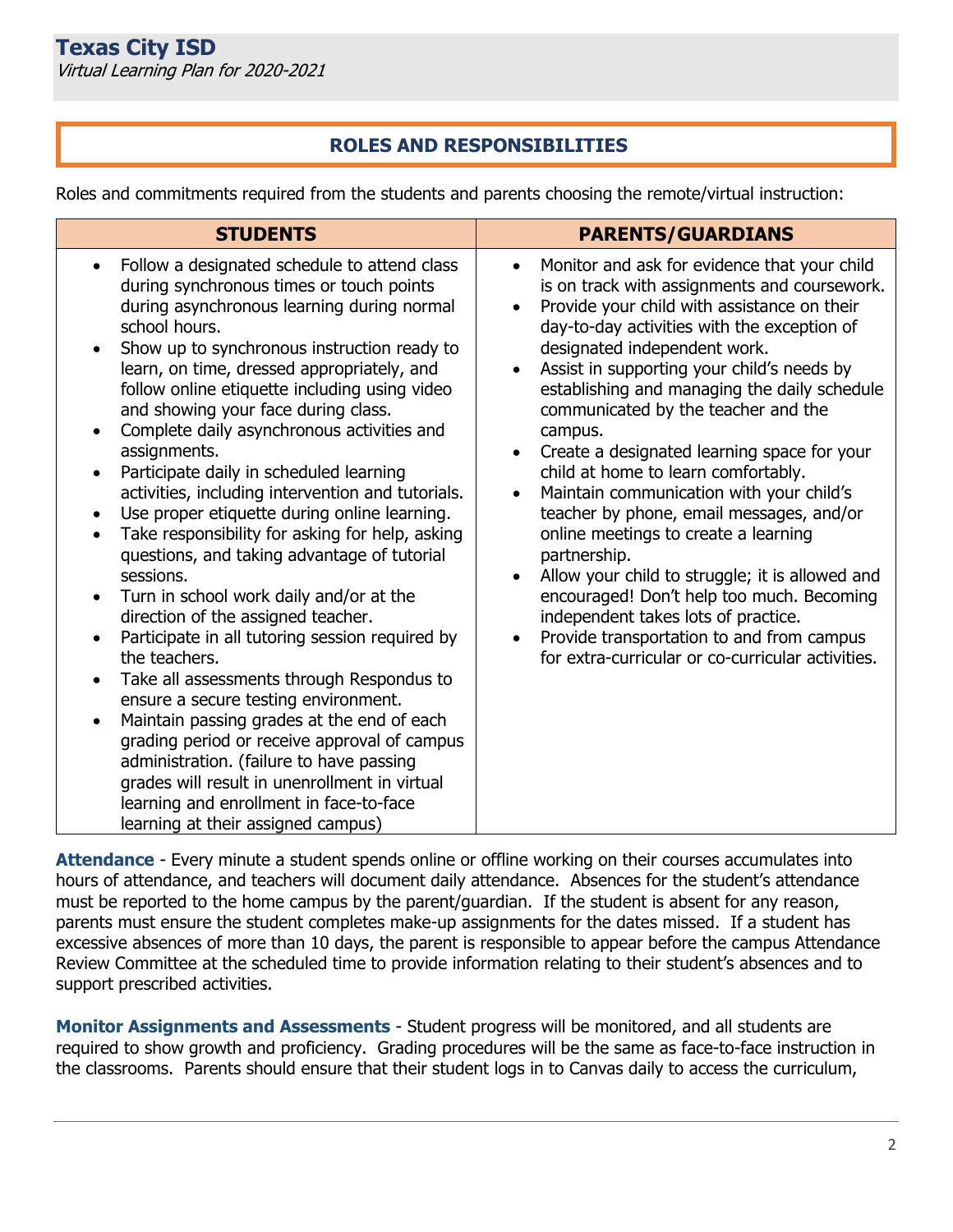## ROLES AND RESPONSIBILITIES

Roles and commitments required from the students and parents choosing the remote/virtual instruction:

| STUDENTS | PARENTS/GUARDIANS |
| --- | --- |
| • Follow a designated schedule to attend class during synchronous times or touch points during asynchronous learning during normal school hours.<br>• Show up to synchronous instruction ready to learn, on time, dressed appropriately, and follow online etiquette including using video and showing your face during class.<br>• Complete daily asynchronous activities and assignments.<br>• Participate daily in scheduled learning activities, including intervention and tutorials.<br>• Use proper etiquette during online learning.<br>• Take responsibility for asking for help, asking questions, and taking advantage of tutorial sessions.<br>• Turn in school work daily and/or at the direction of the assigned teacher.<br>• Participate in all tutoring session required by the teachers.<br>• Take all assessments through Respondus to ensure a secure testing environment.<br>• Maintain passing grades at the end of each grading period or receive approval of campus administration. (failure to have passing grades will result in unenrollment in virtual learning and enrollment in face-to-face learning at their assigned campus) | • Monitor and ask for evidence that your child is on track with assignments and coursework.<br>• Provide your child with assistance on their day-to-day activities with the exception of designated independent work.<br>• Assist in supporting your child's needs by establishing and managing the daily schedule communicated by the teacher and the campus.<br>• Create a designated learning space for your child at home to learn comfortably.<br>• Maintain communication with your child's teacher by phone, email messages, and/or online meetings to create a learning partnership.<br>• Allow your child to struggle; it is allowed and encouraged! Don't help too much. Becoming independent takes lots of practice.<br>• Provide transportation to and from campus for extra-curricular or co-curricular activities. |

**Attendance** - Every minute a student spends online or offline working on their courses accumulates into hours of attendance, and teachers will document daily attendance. Absences for the student's attendance must be reported to the home campus by the parent/guardian. If the student is absent for any reason, parents must ensure the student completes make-up assignments for the dates missed. If a student has excessive absences of more than 10 days, the parent is responsible to appear before the campus Attendance Review Committee at the scheduled time to provide information relating to their student's absences and to support prescribed activities.

**Monitor Assignments and Assessments** - Student progress will be monitored, and all students are required to show growth and proficiency. Grading procedures will be the same as face-to-face instruction in the classrooms. Parents should ensure that their student logs in to Canvas daily to access the curriculum,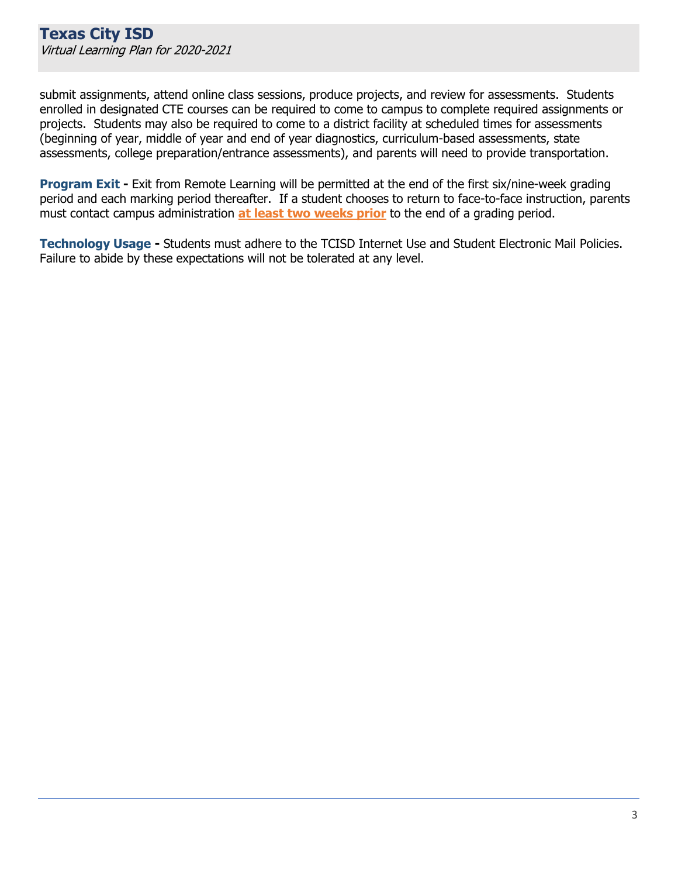submit assignments, attend online class sessions, produce projects, and review for assessments. Students enrolled in designated CTE courses can be required to come to campus to complete required assignments or projects. Students may also be required to come to a district facility at scheduled times for assessments (beginning of year, middle of year and end of year diagnostics, curriculum-based assessments, state assessments, college preparation/entrance assessments), and parents will need to provide transportation.

**Program Exit -** Exit from Remote Learning will be permitted at the end of the first six/nine-week grading period and each marking period thereafter. If a student chooses to return to face-to-face instruction, parents must contact campus administration **at least two weeks prior** to the end of a grading period.

**Technology Usage -** Students must adhere to the TCISD Internet Use and Student Electronic Mail Policies. Failure to abide by these expectations will not be tolerated at any level.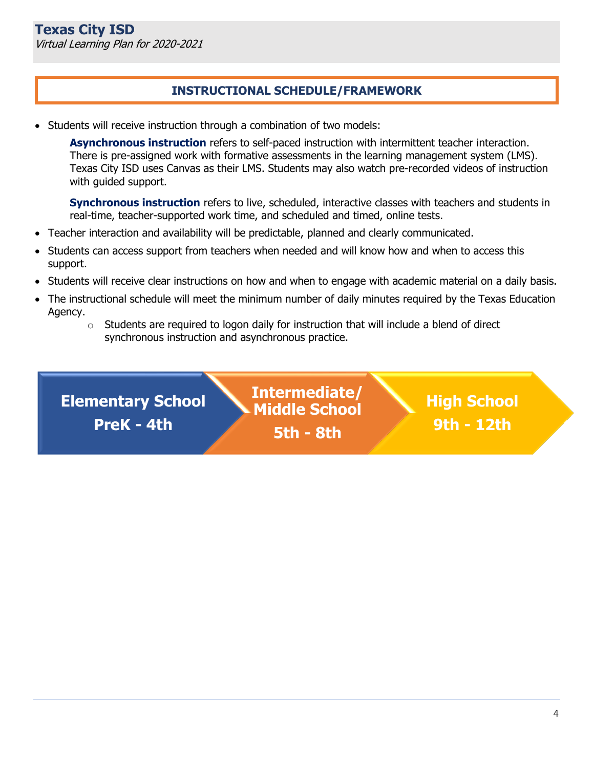## INSTRUCTIONAL SCHEDULE/FRAMEWORK

- Students will receive instruction through a combination of two models:

  **Asynchronous instruction** refers to self-paced instruction with intermittent teacher interaction. There is pre-assigned work with formative assessments in the learning management system (LMS). Texas City ISD uses Canvas as their LMS. Students may also watch pre-recorded videos of instruction with guided support.

  **Synchronous instruction** refers to live, scheduled, interactive classes with teachers and students in real-time, teacher-supported work time, and scheduled and timed, online tests.

- Teacher interaction and availability will be predictable, planned and clearly communicated.
- Students can access support from teachers when needed and will know how and when to access this support.
- Students will receive clear instructions on how and when to engage with academic material on a daily basis.
- The instructional schedule will meet the minimum number of daily minutes required by the Texas Education Agency.
  - Students are required to logon daily for instruction that will include a blend of direct synchronous instruction and asynchronous practice.

**Elementary School PreK - 4th** → **Intermediate/ Middle School 5th - 8th** → **High School 9th - 12th**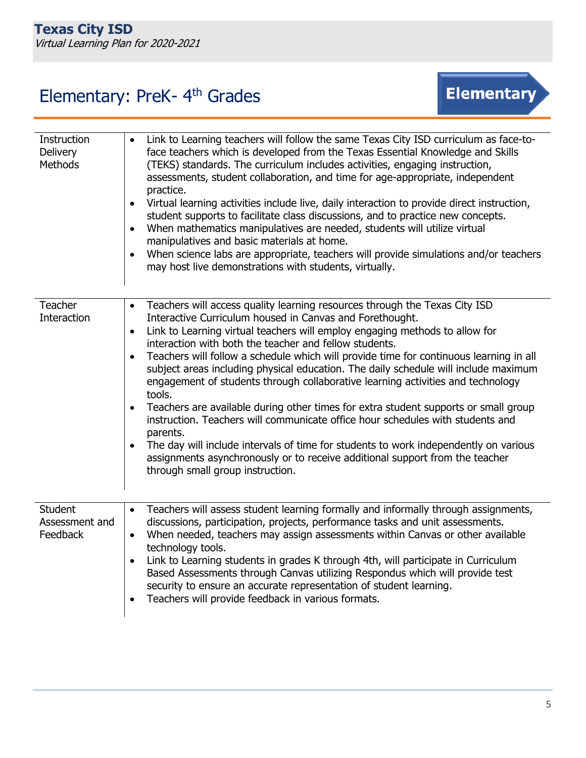# Elementary: PreK- 4th Grades

**Elementary**

| | |
|---|---|
| Instruction Delivery Methods | • Link to Learning teachers will follow the same Texas City ISD curriculum as face-to-face teachers which is developed from the Texas Essential Knowledge and Skills (TEKS) standards. The curriculum includes activities, engaging instruction, assessments, student collaboration, and time for age-appropriate, independent practice.<br>• Virtual learning activities include live, daily interaction to provide direct instruction, student supports to facilitate class discussions, and to practice new concepts.<br>• When mathematics manipulatives are needed, students will utilize virtual manipulatives and basic materials at home.<br>• When science labs are appropriate, teachers will provide simulations and/or teachers may host live demonstrations with students, virtually. |
| Teacher Interaction | • Teachers will access quality learning resources through the Texas City ISD Interactive Curriculum housed in Canvas and Forethought.<br>• Link to Learning virtual teachers will employ engaging methods to allow for interaction with both the teacher and fellow students.<br>• Teachers will follow a schedule which will provide time for continuous learning in all subject areas including physical education. The daily schedule will include maximum engagement of students through collaborative learning activities and technology tools.<br>• Teachers are available during other times for extra student supports or small group instruction. Teachers will communicate office hour schedules with students and parents.<br>• The day will include intervals of time for students to work independently on various assignments asynchronously or to receive additional support from the teacher through small group instruction. |
| Student Assessment and Feedback | • Teachers will assess student learning formally and informally through assignments, discussions, participation, projects, performance tasks and unit assessments.<br>• When needed, teachers may assign assessments within Canvas or other available technology tools.<br>• Link to Learning students in grades K through 4th, will participate in Curriculum Based Assessments through Canvas utilizing Respondus which will provide test security to ensure an accurate representation of student learning.<br>• Teachers will provide feedback in various formats. |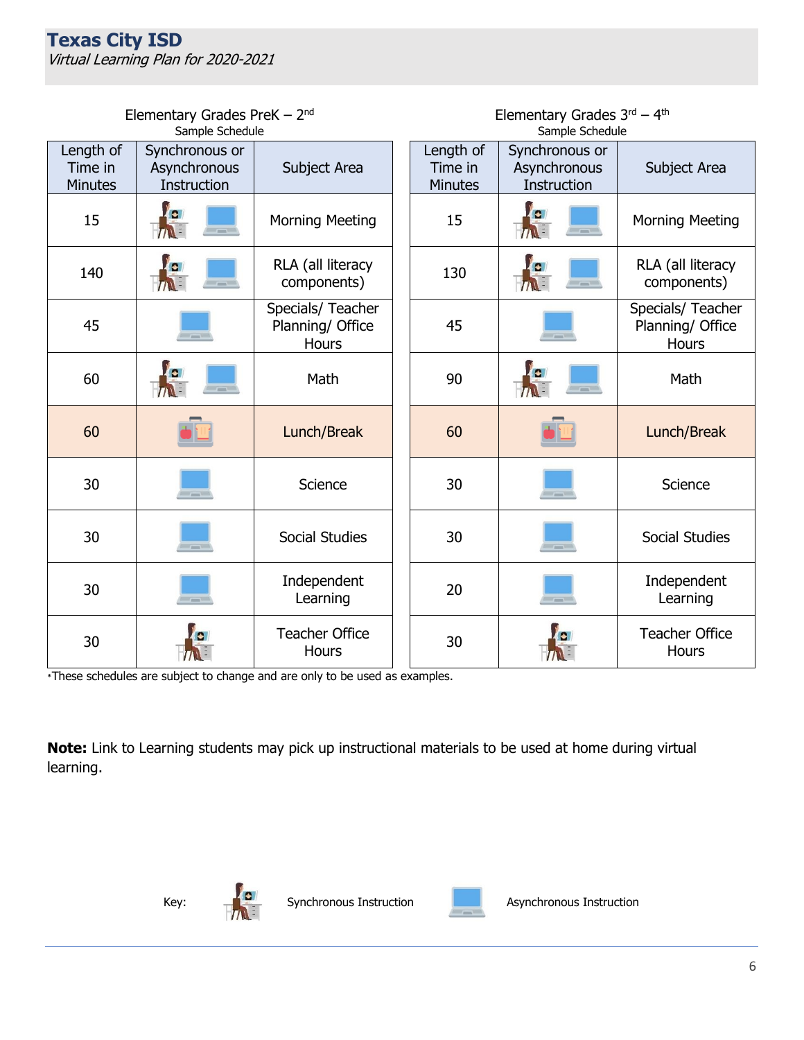Texas City ISD
*Virtual Learning Plan for 2020-2021*

### Elementary Grades PreK – 2nd
Sample Schedule

| Length of Time in Minutes | Synchronous or Asynchronous Instruction | Subject Area |
|---|---|---|
| 15 | Synchronous, Asynchronous | Morning Meeting |
| 140 | Synchronous, Asynchronous | RLA (all literacy components) |
| 45 | Asynchronous | Specials/ Teacher Planning/ Office Hours |
| 60 | Synchronous, Asynchronous | Math |
| 60 | | Lunch/Break |
| 30 | Asynchronous | Science |
| 30 | Asynchronous | Social Studies |
| 30 | Asynchronous | Independent Learning |
| 30 | Synchronous | Teacher Office Hours |

### Elementary Grades 3rd – 4th
Sample Schedule

| Length of Time in Minutes | Synchronous or Asynchronous Instruction | Subject Area |
|---|---|---|
| 15 | Synchronous, Asynchronous | Morning Meeting |
| 130 | Synchronous, Asynchronous | RLA (all literacy components) |
| 45 | Asynchronous | Specials/ Teacher Planning/ Office Hours |
| 90 | Synchronous, Asynchronous | Math |
| 60 | | Lunch/Break |
| 30 | Asynchronous | Science |
| 30 | Asynchronous | Social Studies |
| 20 | Asynchronous | Independent Learning |
| 30 | Synchronous | Teacher Office Hours |

*These schedules are subject to change and are only to be used as examples.

**Note:** Link to Learning students may pick up instructional materials to be used at home during virtual learning.

Key: Synchronous Instruction; Asynchronous Instruction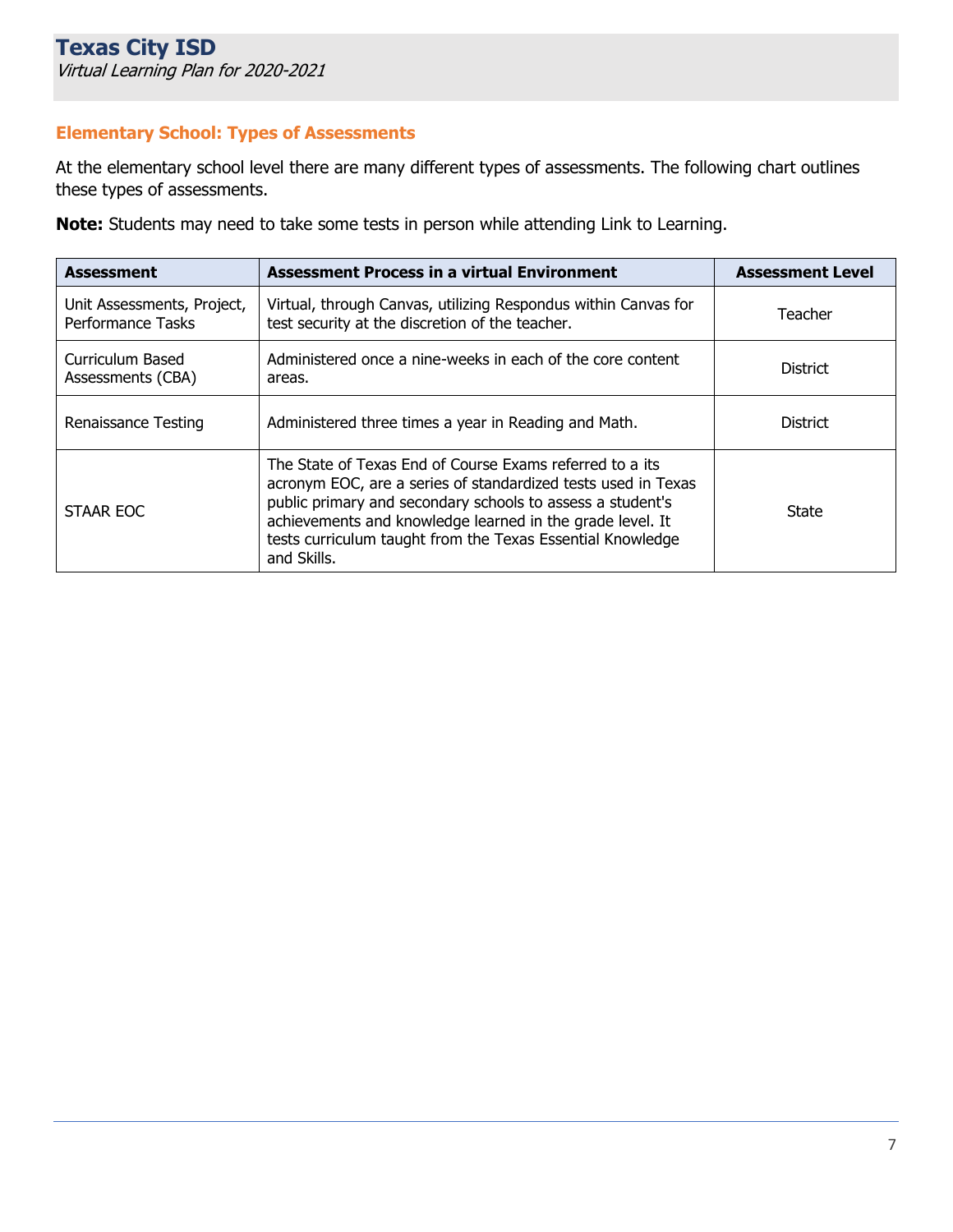## Elementary School: Types of Assessments

At the elementary school level there are many different types of assessments. The following chart outlines these types of assessments.

**Note:** Students may need to take some tests in person while attending Link to Learning.

| Assessment | Assessment Process in a virtual Environment | Assessment Level |
| --- | --- | --- |
| Unit Assessments, Project, Performance Tasks | Virtual, through Canvas, utilizing Respondus within Canvas for test security at the discretion of the teacher. | Teacher |
| Curriculum Based Assessments (CBA) | Administered once a nine-weeks in each of the core content areas. | District |
| Renaissance Testing | Administered three times a year in Reading and Math. | District |
| STAAR EOC | The State of Texas End of Course Exams referred to a its acronym EOC, are a series of standardized tests used in Texas public primary and secondary schools to assess a student's achievements and knowledge learned in the grade level. It tests curriculum taught from the Texas Essential Knowledge and Skills. | State |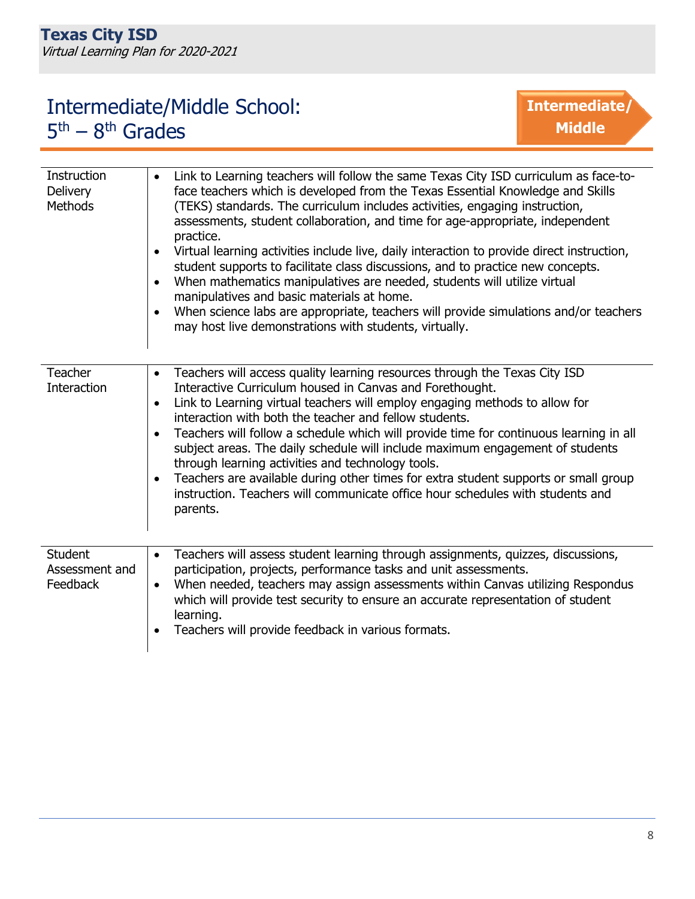# Intermediate/Middle School: 5th – 8th Grades

**Intermediate/ Middle**

| | |
|---|---|
| Instruction Delivery Methods | • Link to Learning teachers will follow the same Texas City ISD curriculum as face-to-face teachers which is developed from the Texas Essential Knowledge and Skills (TEKS) standards. The curriculum includes activities, engaging instruction, assessments, student collaboration, and time for age-appropriate, independent practice.<br>• Virtual learning activities include live, daily interaction to provide direct instruction, student supports to facilitate class discussions, and to practice new concepts.<br>• When mathematics manipulatives are needed, students will utilize virtual manipulatives and basic materials at home.<br>• When science labs are appropriate, teachers will provide simulations and/or teachers may host live demonstrations with students, virtually. |
| Teacher Interaction | • Teachers will access quality learning resources through the Texas City ISD Interactive Curriculum housed in Canvas and Forethought.<br>• Link to Learning virtual teachers will employ engaging methods to allow for interaction with both the teacher and fellow students.<br>• Teachers will follow a schedule which will provide time for continuous learning in all subject areas. The daily schedule will include maximum engagement of students through learning activities and technology tools.<br>• Teachers are available during other times for extra student supports or small group instruction. Teachers will communicate office hour schedules with students and parents. |
| Student Assessment and Feedback | • Teachers will assess student learning through assignments, quizzes, discussions, participation, projects, performance tasks and unit assessments.<br>• When needed, teachers may assign assessments within Canvas utilizing Respondus which will provide test security to ensure an accurate representation of student learning.<br>• Teachers will provide feedback in various formats. |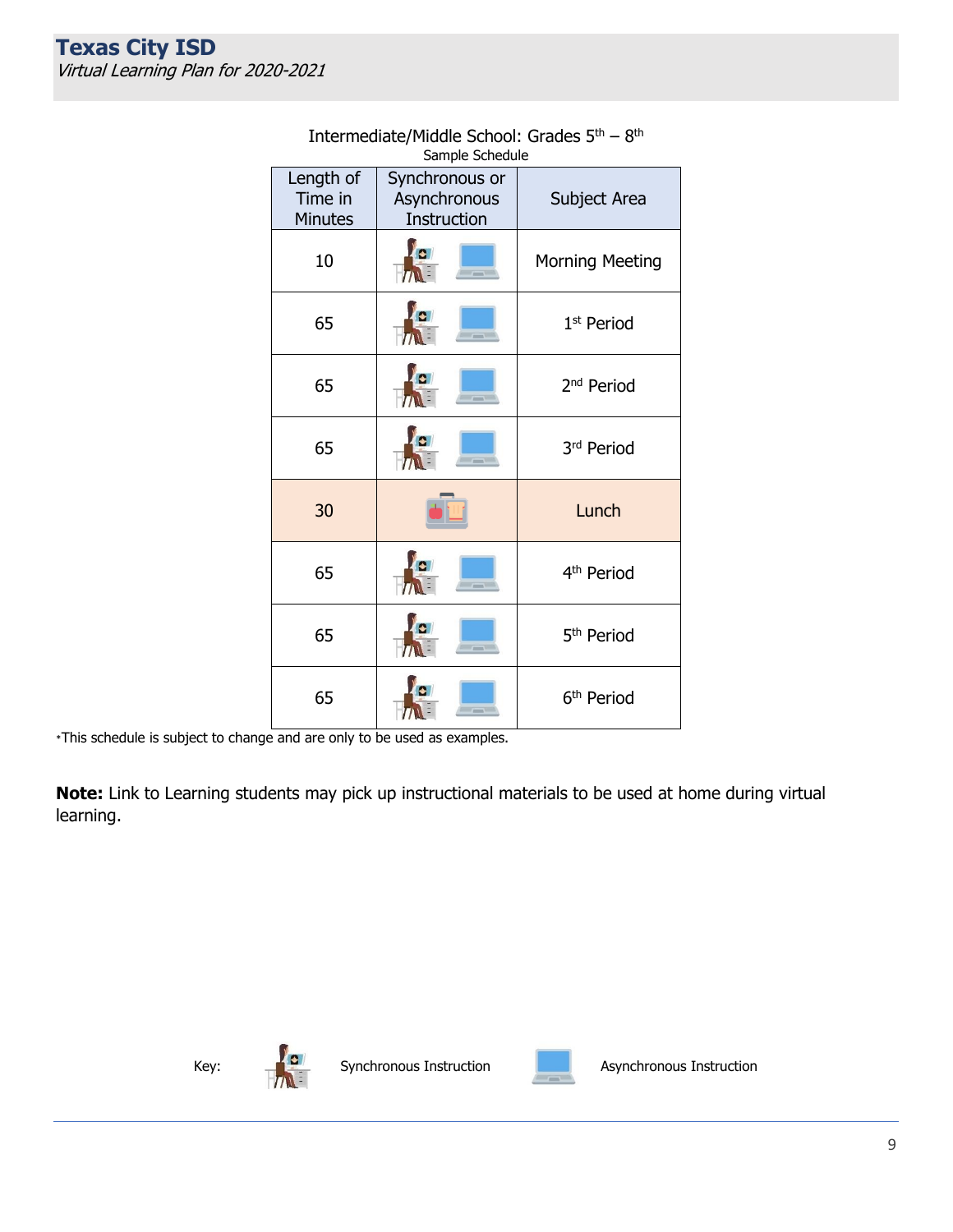Intermediate/Middle School: Grades 5th – 8th

Sample Schedule

| Length of Time in Minutes | Synchronous or Asynchronous Instruction | Subject Area |
|---|---|---|
| 10 | Synchronous, Asynchronous | Morning Meeting |
| 65 | Synchronous, Asynchronous | 1st Period |
| 65 | Synchronous, Asynchronous | 2nd Period |
| 65 | Synchronous, Asynchronous | 3rd Period |
| 30 | | Lunch |
| 65 | Synchronous, Asynchronous | 4th Period |
| 65 | Synchronous, Asynchronous | 5th Period |
| 65 | Synchronous, Asynchronous | 6th Period |

*This schedule is subject to change and are only to be used as examples.

**Note:** Link to Learning students may pick up instructional materials to be used at home during virtual learning.

Key: Synchronous Instruction | Asynchronous Instruction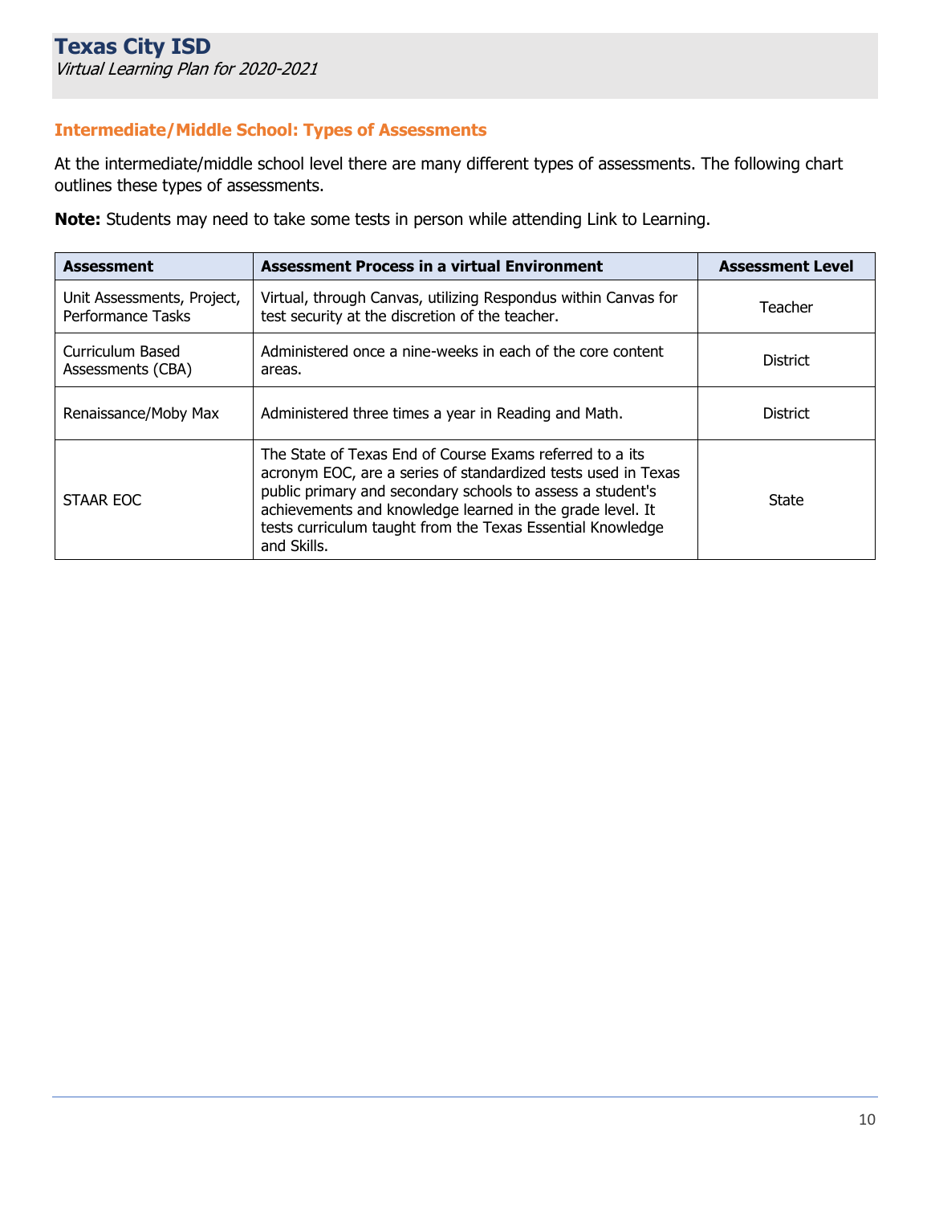## Intermediate/Middle School: Types of Assessments

At the intermediate/middle school level there are many different types of assessments. The following chart outlines these types of assessments.

**Note:** Students may need to take some tests in person while attending Link to Learning.

| Assessment | Assessment Process in a virtual Environment | Assessment Level |
|---|---|---|
| Unit Assessments, Project, Performance Tasks | Virtual, through Canvas, utilizing Respondus within Canvas for test security at the discretion of the teacher. | Teacher |
| Curriculum Based Assessments (CBA) | Administered once a nine-weeks in each of the core content areas. | District |
| Renaissance/Moby Max | Administered three times a year in Reading and Math. | District |
| STAAR EOC | The State of Texas End of Course Exams referred to a its acronym EOC, are a series of standardized tests used in Texas public primary and secondary schools to assess a student's achievements and knowledge learned in the grade level. It tests curriculum taught from the Texas Essential Knowledge and Skills. | State |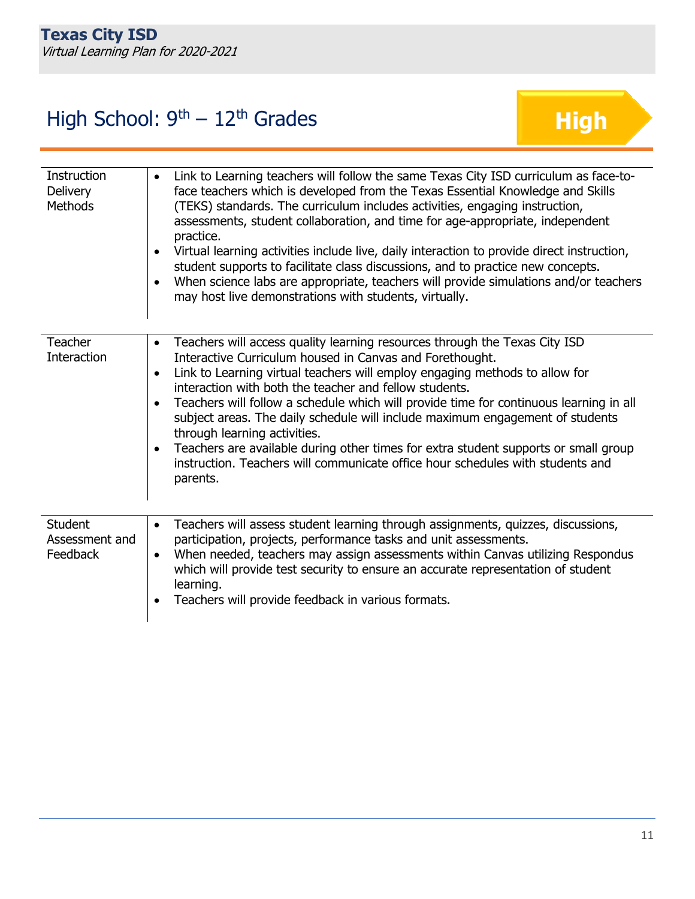## High School: 9th – 12th Grades

**High**

| | |
|---|---|
| Instruction Delivery Methods | • Link to Learning teachers will follow the same Texas City ISD curriculum as face-to-face teachers which is developed from the Texas Essential Knowledge and Skills (TEKS) standards. The curriculum includes activities, engaging instruction, assessments, student collaboration, and time for age-appropriate, independent practice.<br>• Virtual learning activities include live, daily interaction to provide direct instruction, student supports to facilitate class discussions, and to practice new concepts.<br>• When science labs are appropriate, teachers will provide simulations and/or teachers may host live demonstrations with students, virtually. |
| Teacher Interaction | • Teachers will access quality learning resources through the Texas City ISD Interactive Curriculum housed in Canvas and Forethought.<br>• Link to Learning virtual teachers will employ engaging methods to allow for interaction with both the teacher and fellow students.<br>• Teachers will follow a schedule which will provide time for continuous learning in all subject areas. The daily schedule will include maximum engagement of students through learning activities.<br>• Teachers are available during other times for extra student supports or small group instruction. Teachers will communicate office hour schedules with students and parents. |
| Student Assessment and Feedback | • Teachers will assess student learning through assignments, quizzes, discussions, participation, projects, performance tasks and unit assessments.<br>• When needed, teachers may assign assessments within Canvas utilizing Respondus which will provide test security to ensure an accurate representation of student learning.<br>• Teachers will provide feedback in various formats. |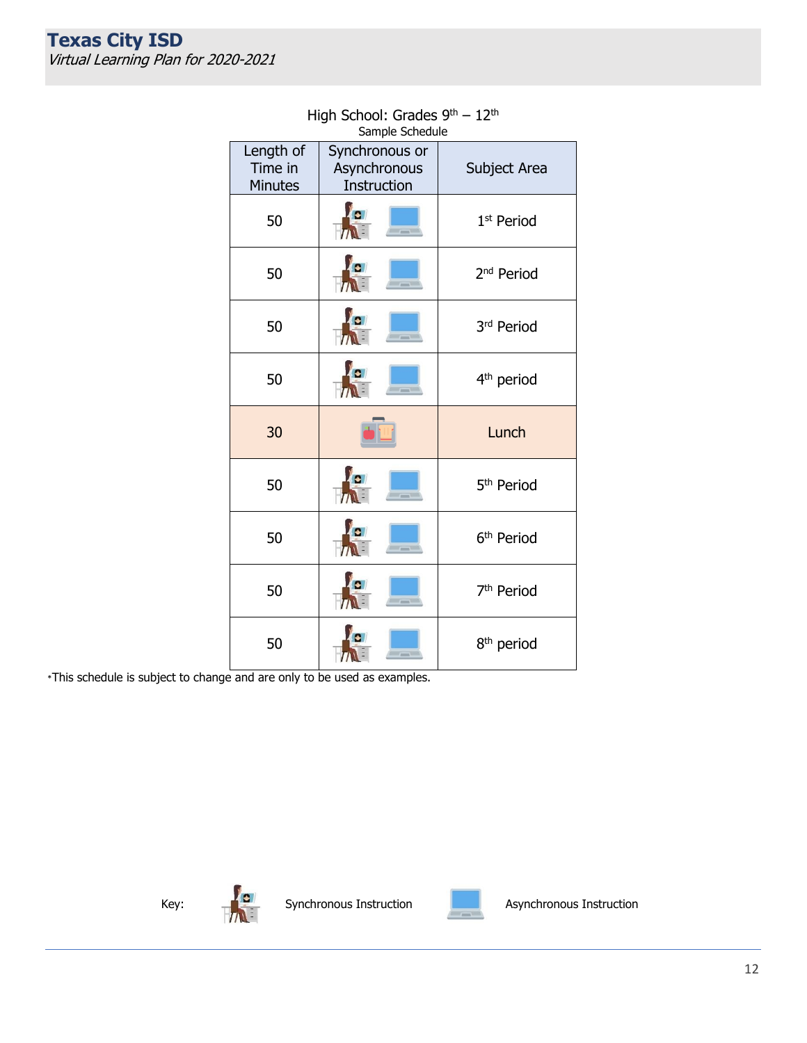## High School: Grades 9th – 12th

Sample Schedule

| Length of Time in Minutes | Synchronous or Asynchronous Instruction | Subject Area |
|---|---|---|
| 50 | Synchronous / Asynchronous | 1st Period |
| 50 | Synchronous / Asynchronous | 2nd Period |
| 50 | Synchronous / Asynchronous | 3rd Period |
| 50 | Synchronous / Asynchronous | 4th period |
| 30 | | Lunch |
| 50 | Synchronous / Asynchronous | 5th Period |
| 50 | Synchronous / Asynchronous | 6th Period |
| 50 | Synchronous / Asynchronous | 7th Period |
| 50 | Synchronous / Asynchronous | 8th period |

*This schedule is subject to change and are only to be used as examples.

Key: Synchronous Instruction | Asynchronous Instruction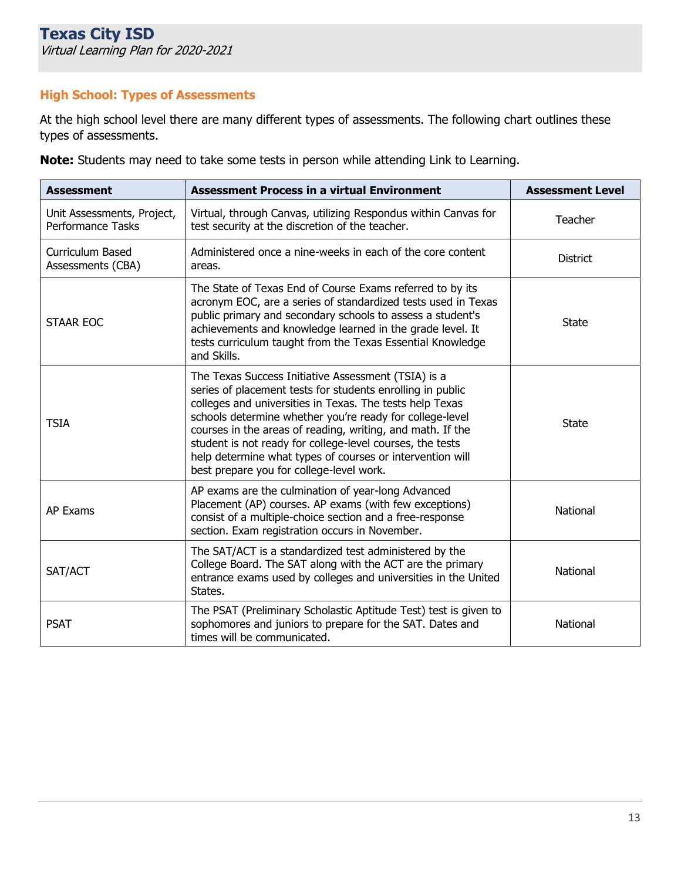## High School: Types of Assessments

At the high school level there are many different types of assessments. The following chart outlines these types of assessments.

**Note:** Students may need to take some tests in person while attending Link to Learning.

| Assessment | Assessment Process in a virtual Environment | Assessment Level |
|---|---|---|
| Unit Assessments, Project, Performance Tasks | Virtual, through Canvas, utilizing Respondus within Canvas for test security at the discretion of the teacher. | Teacher |
| Curriculum Based Assessments (CBA) | Administered once a nine-weeks in each of the core content areas. | District |
| STAAR EOC | The State of Texas End of Course Exams referred to by its acronym EOC, are a series of standardized tests used in Texas public primary and secondary schools to assess a student's achievements and knowledge learned in the grade level. It tests curriculum taught from the Texas Essential Knowledge and Skills. | State |
| TSIA | The Texas Success Initiative Assessment (TSIA) is a series of placement tests for students enrolling in public colleges and universities in Texas. The tests help Texas schools determine whether you're ready for college-level courses in the areas of reading, writing, and math. If the student is not ready for college-level courses, the tests help determine what types of courses or intervention will best prepare you for college-level work. | State |
| AP Exams | AP exams are the culmination of year-long Advanced Placement (AP) courses. AP exams (with few exceptions) consist of a multiple-choice section and a free-response section. Exam registration occurs in November. | National |
| SAT/ACT | The SAT/ACT is a standardized test administered by the College Board. The SAT along with the ACT are the primary entrance exams used by colleges and universities in the United States. | National |
| PSAT | The PSAT (Preliminary Scholastic Aptitude Test) test is given to sophomores and juniors to prepare for the SAT. Dates and times will be communicated. | National |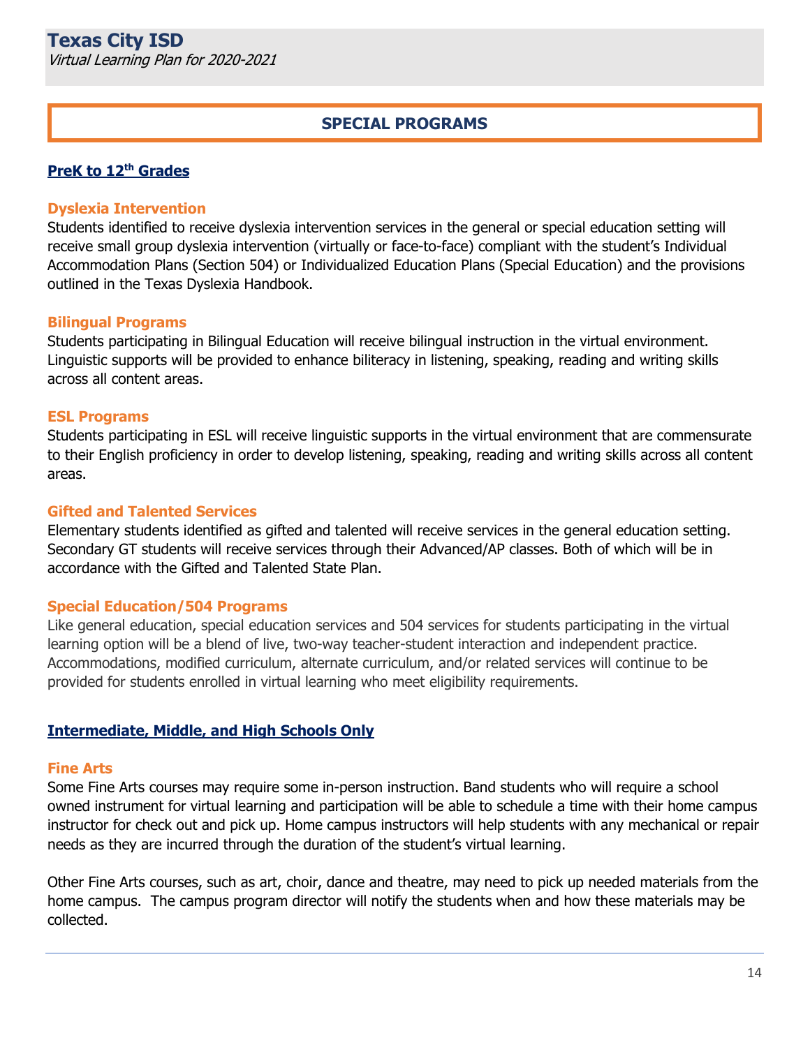# SPECIAL PROGRAMS

## PreK to 12th Grades

### Dyslexia Intervention

Students identified to receive dyslexia intervention services in the general or special education setting will receive small group dyslexia intervention (virtually or face-to-face) compliant with the student's Individual Accommodation Plans (Section 504) or Individualized Education Plans (Special Education) and the provisions outlined in the Texas Dyslexia Handbook.

### Bilingual Programs

Students participating in Bilingual Education will receive bilingual instruction in the virtual environment. Linguistic supports will be provided to enhance biliteracy in listening, speaking, reading and writing skills across all content areas.

### ESL Programs

Students participating in ESL will receive linguistic supports in the virtual environment that are commensurate to their English proficiency in order to develop listening, speaking, reading and writing skills across all content areas.

### Gifted and Talented Services

Elementary students identified as gifted and talented will receive services in the general education setting. Secondary GT students will receive services through their Advanced/AP classes. Both of which will be in accordance with the Gifted and Talented State Plan.

### Special Education/504 Programs

Like general education, special education services and 504 services for students participating in the virtual learning option will be a blend of live, two-way teacher-student interaction and independent practice. Accommodations, modified curriculum, alternate curriculum, and/or related services will continue to be provided for students enrolled in virtual learning who meet eligibility requirements.

## Intermediate, Middle, and High Schools Only

### Fine Arts

Some Fine Arts courses may require some in-person instruction. Band students who will require a school owned instrument for virtual learning and participation will be able to schedule a time with their home campus instructor for check out and pick up. Home campus instructors will help students with any mechanical or repair needs as they are incurred through the duration of the student's virtual learning.

Other Fine Arts courses, such as art, choir, dance and theatre, may need to pick up needed materials from the home campus. The campus program director will notify the students when and how these materials may be collected.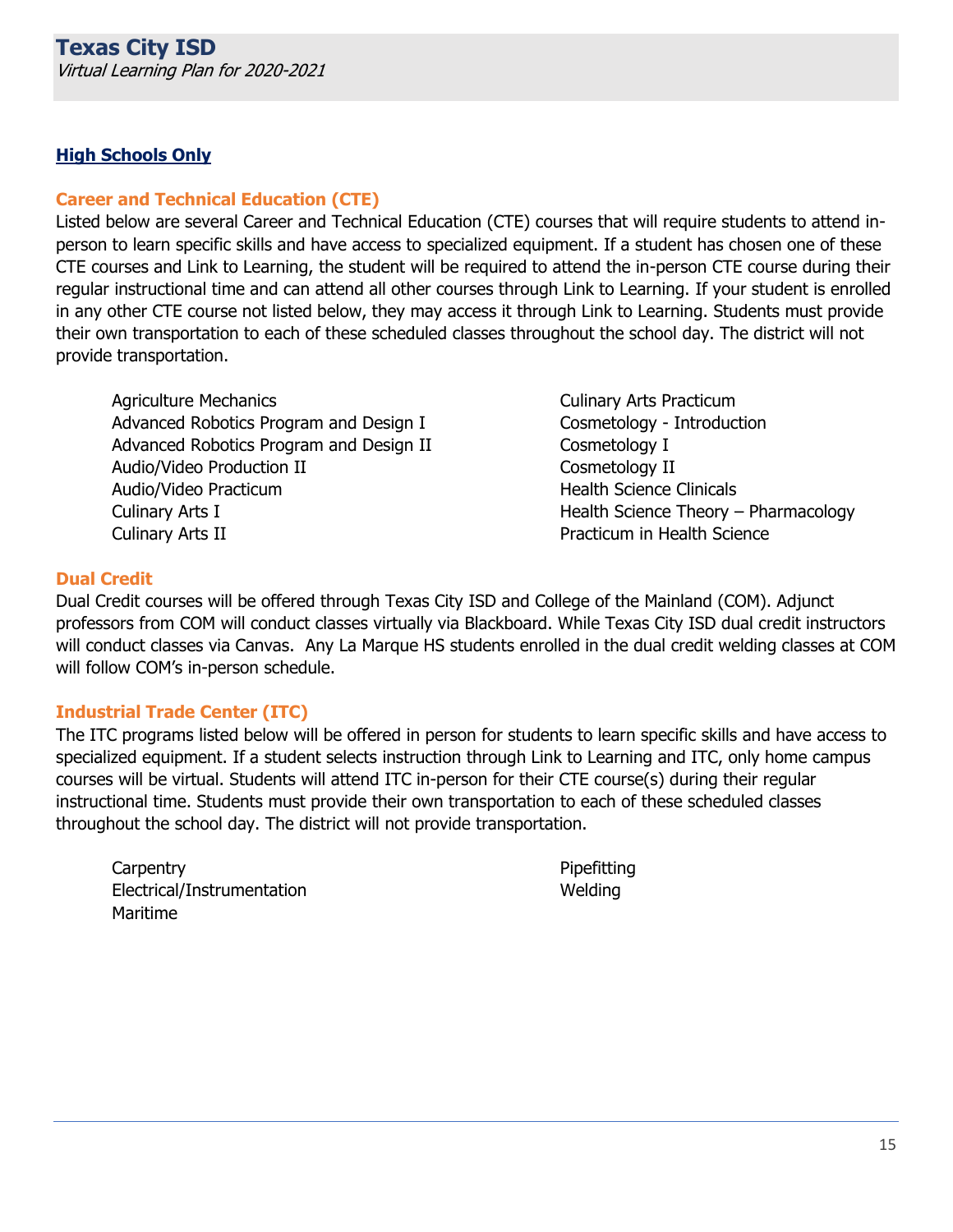## High Schools Only

### Career and Technical Education (CTE)

Listed below are several Career and Technical Education (CTE) courses that will require students to attend in-person to learn specific skills and have access to specialized equipment. If a student has chosen one of these CTE courses and Link to Learning, the student will be required to attend the in-person CTE course during their regular instructional time and can attend all other courses through Link to Learning. If your student is enrolled in any other CTE course not listed below, they may access it through Link to Learning. Students must provide their own transportation to each of these scheduled classes throughout the school day. The district will not provide transportation.

- Agriculture Mechanics
- Advanced Robotics Program and Design I
- Advanced Robotics Program and Design II
- Audio/Video Production II
- Audio/Video Practicum
- Culinary Arts I
- Culinary Arts II
- Culinary Arts Practicum
- Cosmetology - Introduction
- Cosmetology I
- Cosmetology II
- Health Science Clinicals
- Health Science Theory – Pharmacology
- Practicum in Health Science

### Dual Credit

Dual Credit courses will be offered through Texas City ISD and College of the Mainland (COM). Adjunct professors from COM will conduct classes virtually via Blackboard. While Texas City ISD dual credit instructors will conduct classes via Canvas. Any La Marque HS students enrolled in the dual credit welding classes at COM will follow COM's in-person schedule.

### Industrial Trade Center (ITC)

The ITC programs listed below will be offered in person for students to learn specific skills and have access to specialized equipment. If a student selects instruction through Link to Learning and ITC, only home campus courses will be virtual. Students will attend ITC in-person for their CTE course(s) during their regular instructional time. Students must provide their own transportation to each of these scheduled classes throughout the school day. The district will not provide transportation.

- Carpentry
- Electrical/Instrumentation
- Maritime
- Pipefitting
- Welding